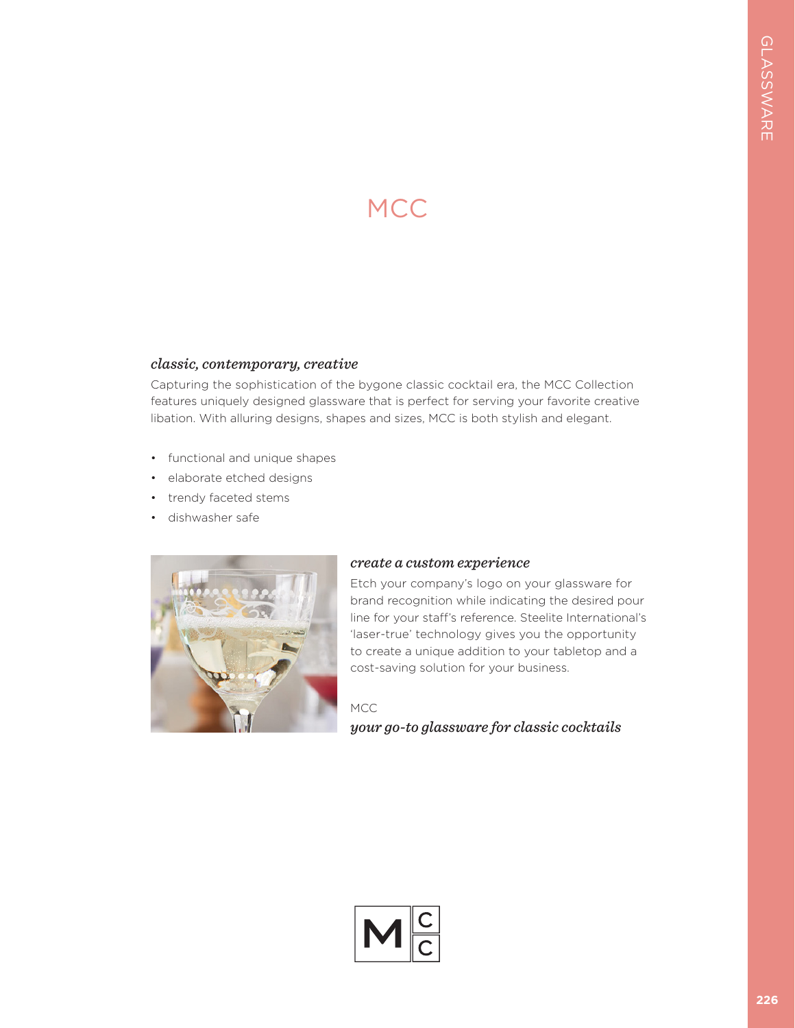# MCC

### *classic, contemporary, creative*

Capturing the sophistication of the bygone classic cocktail era, the MCC Collection features uniquely designed glassware that is perfect for serving your favorite creative libation. With alluring designs, shapes and sizes, MCC is both stylish and elegant.

- functional and unique shapes
- elaborate etched designs
- trendy faceted stems
- dishwasher safe

### *create a custom experience*

Etch your company's logo on your glassware for brand recognition while indicating the desired pour line for your staff's reference. Steelite International's 'laser-true' technology gives you the opportunity to create a unique addition to your tabletop and a cost-saving solution for your business.

MCC

***your go-to glassware for classic cocktails***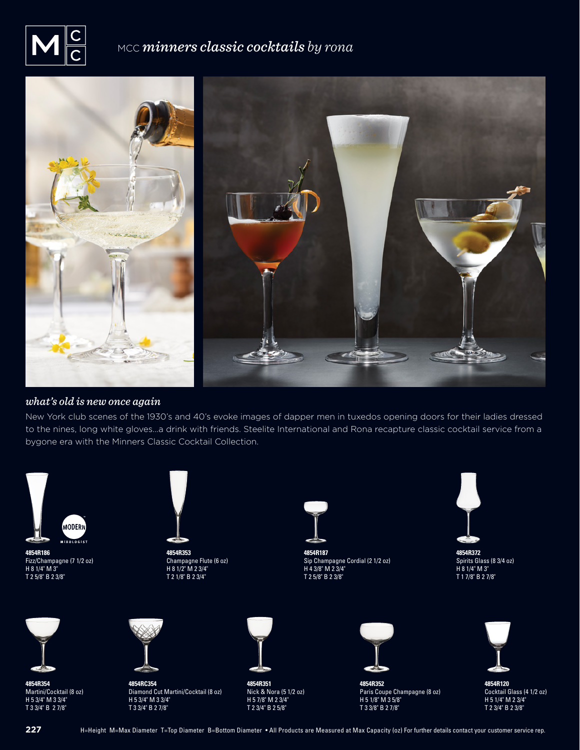# MCC *minners classic cocktails by rona*

### *what's old is new once again*

New York club scenes of the 1930's and 40's evoke images of dapper men in tuxedos opening doors for their ladies dressed to the nines, long white gloves...a drink with friends. Steelite International and Rona recapture classic cocktail service from a bygone era with the Minners Classic Cocktail Collection.

MODERN MIXOLOGIST

**4854R186**
Fizz/Champagne (7 1/2 oz)
H 8 1/4" M 3"
T 2 5/8" B 2 3/8"

**4854R353**
Champagne Flute (6 oz)
H 8 1/2" M 2 3/4"
T 2 1/8" B 2 3/4"

**4854R187**
Sip Champagne Cordial (2 1/2 oz)
H 4 3/8" M 2 3/4"
T 2 5/8" B 2 3/8"

**4854R372**
Spirits Glass (8 3/4 oz)
H 8 1/4" M 3"
T 1 7/8" B 2 7/8"

**4854R354**
Martini/Cocktail (8 oz)
H 5 3/4" M 3 3/4"
T 3 3/4" B 2 7/8"

**4854RC354**
Diamond Cut Martini/Cocktail (8 oz)
H 5 3/4" M 3 3/4"
T 3 3/4" B 2 7/8"

**4854R351**
Nick & Nora (5 1/2 oz)
H 5 7/8" M 2 3/4"
T 2 3/4" B 2 5/8"

**4854R352**
Paris Coupe Champagne (8 oz)
H 5 1/8" M 3 5/8"
T 3 3/8" B 2 7/8"

**4854R120**
Cocktail Glass (4 1/2 oz)
H 5 1/4" M 2 3/4"
T 2 3/4" B 2 3/8"

H=Height M=Max Diameter T=Top Diameter B=Bottom Diameter • All Products are Measured at Max Capacity (oz) For further details contact your customer service rep.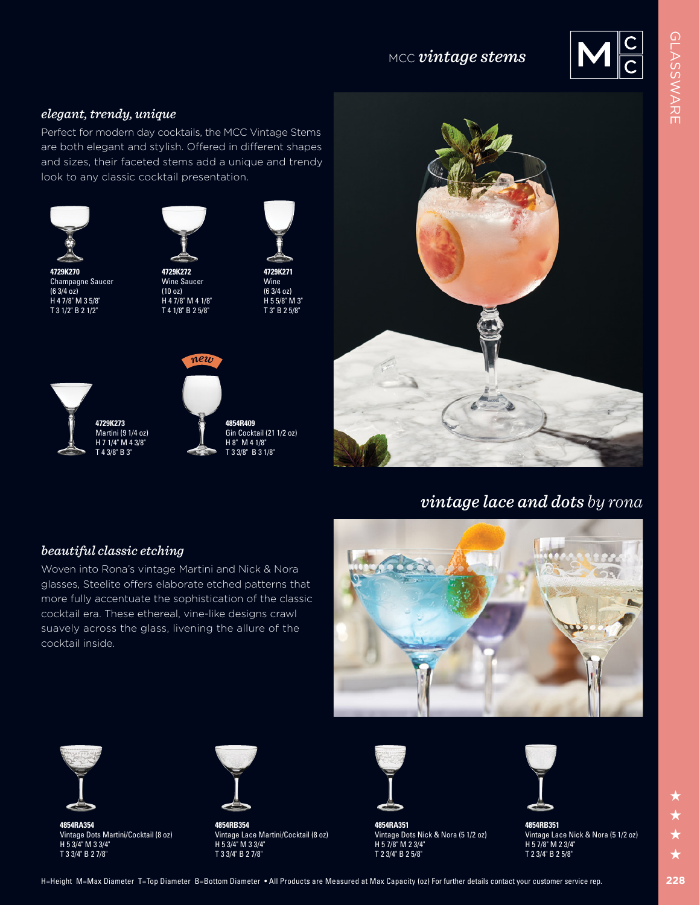# MCC *vintage stems*

### *elegant, trendy, unique*

Perfect for modern day cocktails, the MCC Vintage Stems are both elegant and stylish. Offered in different shapes and sizes, their faceted stems add a unique and trendy look to any classic cocktail presentation.

**4729K270**
Champagne Saucer
(6 3/4 oz)
H 4 7/8" M 3 5/8"
T 3 1/2" B 2 1/2"

**4729K272**
Wine Saucer
(10 oz)
H 4 7/8" M 4 1/8"
T 4 1/8" B 2 5/8"

**4729K271**
Wine
(6 3/4 oz)
H 5 5/8" M 3"
T 3" B 2 5/8"

**4729K273**
Martini (9 1/4 oz)
H 7 1/4" M 4 3/8"
T 4 3/8" B 3"

*new*

**4854R409**
Gin Cocktail (21 1/2 oz)
H 8" M 4 1/8"
T 3 3/8" B 3 1/8"

## *vintage lace and dots* by *rona*

### *beautiful classic etching*

Woven into Rona's vintage Martini and Nick & Nora glasses, Steelite offers elaborate etched patterns that more fully accentuate the sophistication of the classic cocktail era. These ethereal, vine-like designs crawl suavely across the glass, livening the allure of the cocktail inside.

**4854RA354**
Vintage Dots Martini/Cocktail (8 oz)
H 5 3/4" M 3 3/4"
T 3 3/4" B 2 7/8"

**4854RB354**
Vintage Lace Martini/Cocktail (8 oz)
H 5 3/4" M 3 3/4"
T 3 3/4" B 2 7/8"

**4854RA351**
Vintage Dots Nick & Nora (5 1/2 oz)
H 5 7/8" M 2 3/4"
T 2 3/4" B 2 5/8"

**4854RB351**
Vintage Lace Nick & Nora (5 1/2 oz)
H 5 7/8" M 2 3/4"
T 2 3/4" B 2 5/8"

H=Height M=Max Diameter T=Top Diameter B=Bottom Diameter • All Products are Measured at Max Capacity (oz) For further details contact your customer service rep.